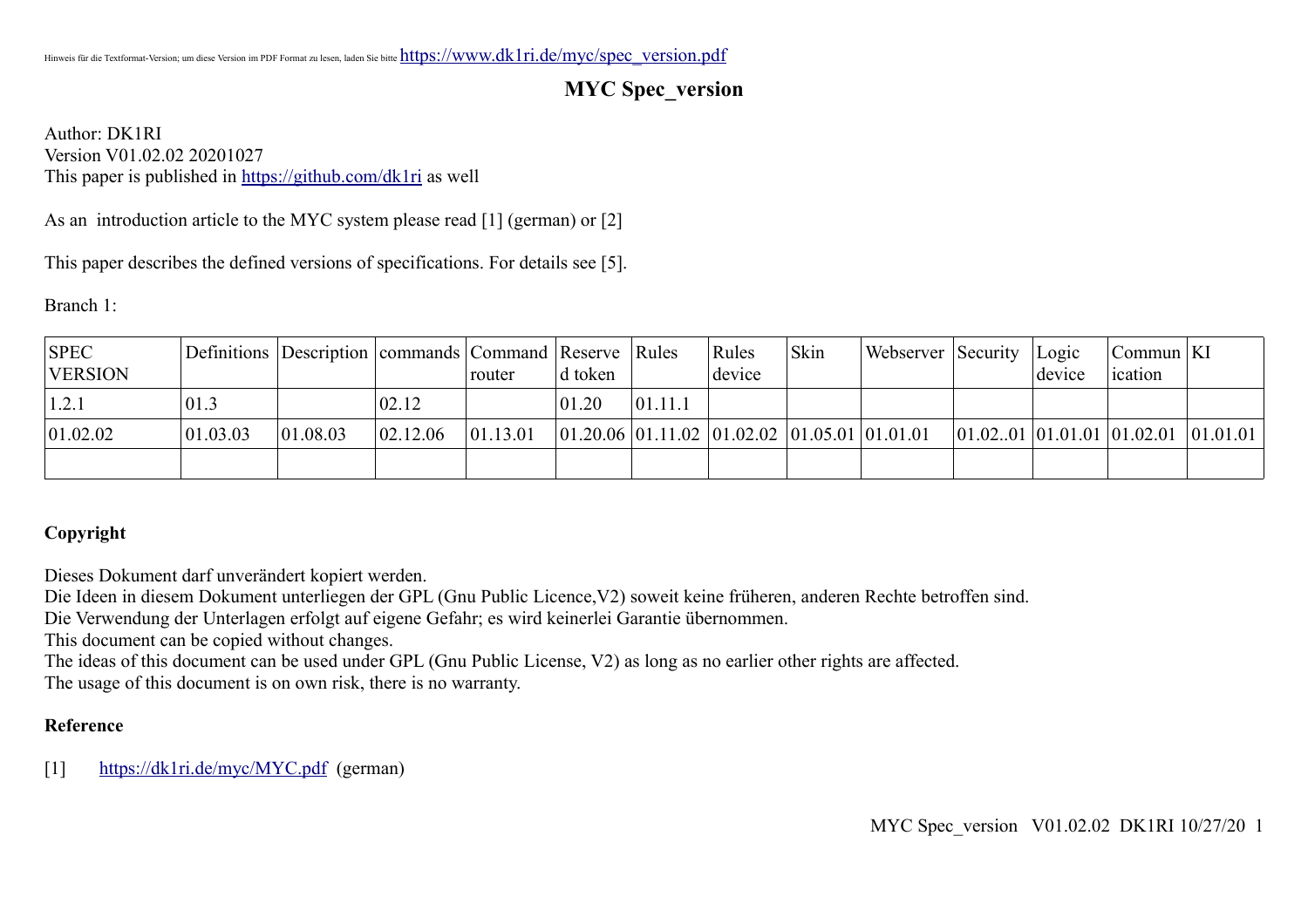Hinweis für die Textformat-Version; um diese Version im PDF Format zu lesen, laden Sie bitte https://www.dk1ri.de/myc/spec_version.pdf

# MYC Spec_version

Author: DK1RI
Version V01.02.02 20201027
This paper is published in https://github.com/dk1ri as well

As an introduction article to the MYC system please read [1] (german) or [2]

This paper describes the defined versions of specifications. For details see [5].

Branch 1:

| SPEC VERSION | Definitions | Description | commands | Command router | Reserved token | Rules | Rules device | Skin | Webserver | Security | Logic device | Communication | KI |
|---|---|---|---|---|---|---|---|---|---|---|---|---|---|
| 1.2.1 | 01.3 | | 02.12 | | 01.20 | 01.11.1 | | | | | | | |
| 01.02.02 | 01.03.03 | 01.08.03 | 02.12.06 | 01.13.01 | 01.20.06 | 01.11.02 | 01.02.02 | 01.05.01 | 01.01.01 | 01.02..01 | 01.01.01 | 01.02.01 | 01.01.01 |
| | | | | | | | | | | | | | |

**Copyright**

Dieses Dokument darf unverändert kopiert werden.
Die Ideen in diesem Dokument unterliegen der GPL (Gnu Public Licence,V2) soweit keine früheren, anderen Rechte betroffen sind.
Die Verwendung der Unterlagen erfolgt auf eigene Gefahr; es wird keinerlei Garantie übernommen.
This document can be copied without changes.
The ideas of this document can be used under GPL (Gnu Public License, V2) as long as no earlier other rights are affected.
The usage of this document is on own risk, there is no warranty.

**Reference**

[1] https://dk1ri.de/myc/MYC.pdf (german)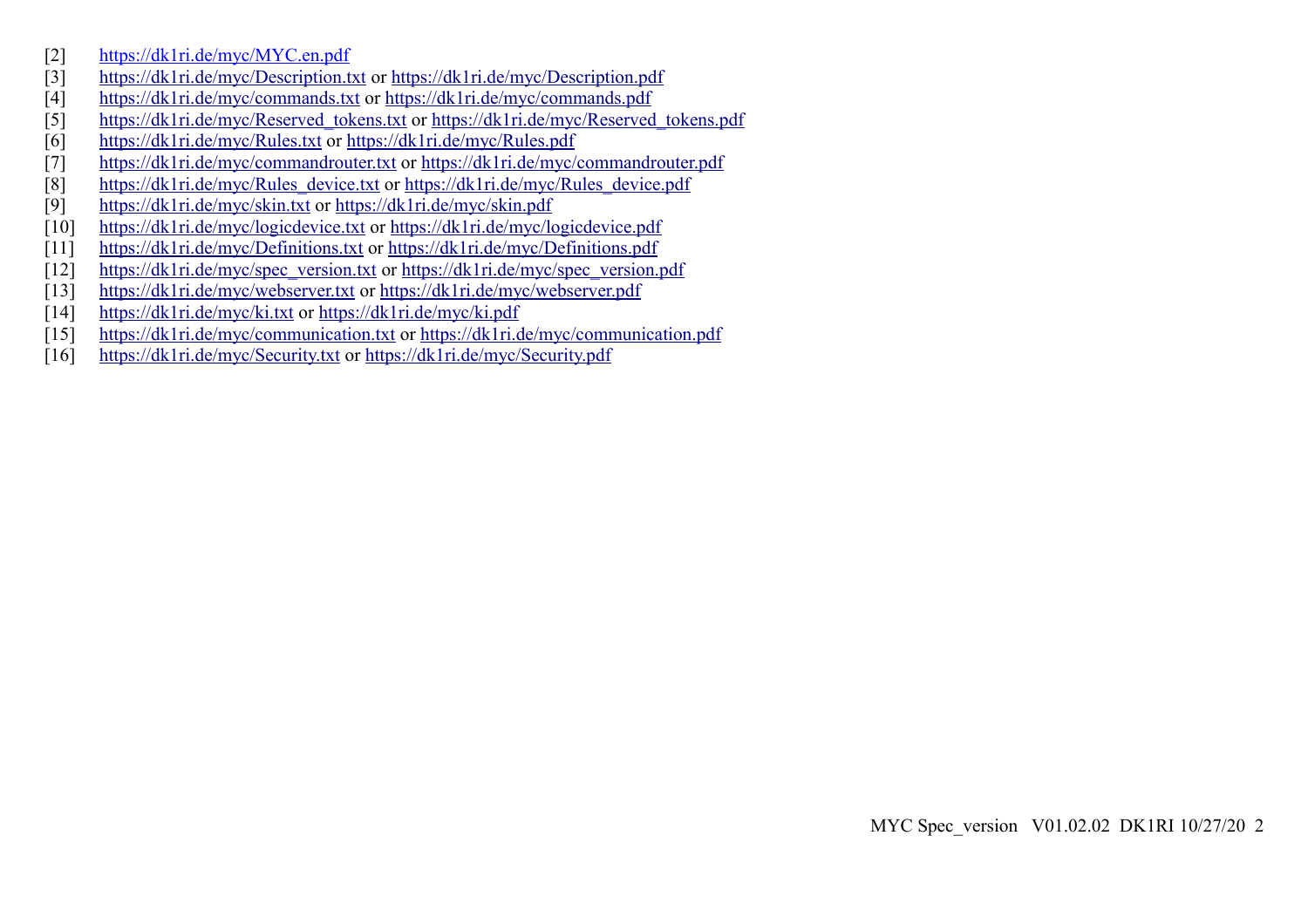[2] https://dk1ri.de/myc/MYC.en.pdf  
[3] https://dk1ri.de/myc/Description.txt or https://dk1ri.de/myc/Description.pdf  
[4] https://dk1ri.de/myc/commands.txt or https://dk1ri.de/myc/commands.pdf  
[5] https://dk1ri.de/myc/Reserved_tokens.txt or https://dk1ri.de/myc/Reserved_tokens.pdf  
[6] https://dk1ri.de/myc/Rules.txt or https://dk1ri.de/myc/Rules.pdf  
[7] https://dk1ri.de/myc/commandrouter.txt or https://dk1ri.de/myc/commandrouter.pdf  
[8] https://dk1ri.de/myc/Rules_device.txt or https://dk1ri.de/myc/Rules_device.pdf  
[9] https://dk1ri.de/myc/skin.txt or https://dk1ri.de/myc/skin.pdf  
[10] https://dk1ri.de/myc/logicdevice.txt or https://dk1ri.de/myc/logicdevice.pdf  
[11] https://dk1ri.de/myc/Definitions.txt or https://dk1ri.de/myc/Definitions.pdf  
[12] https://dk1ri.de/myc/spec_version.txt or https://dk1ri.de/myc/spec_version.pdf  
[13] https://dk1ri.de/myc/webserver.txt or https://dk1ri.de/myc/webserver.pdf  
[14] https://dk1ri.de/myc/ki.txt or https://dk1ri.de/myc/ki.pdf  
[15] https://dk1ri.de/myc/communication.txt or https://dk1ri.de/myc/communication.pdf  
[16] https://dk1ri.de/myc/Security.txt or https://dk1ri.de/myc/Security.pdf